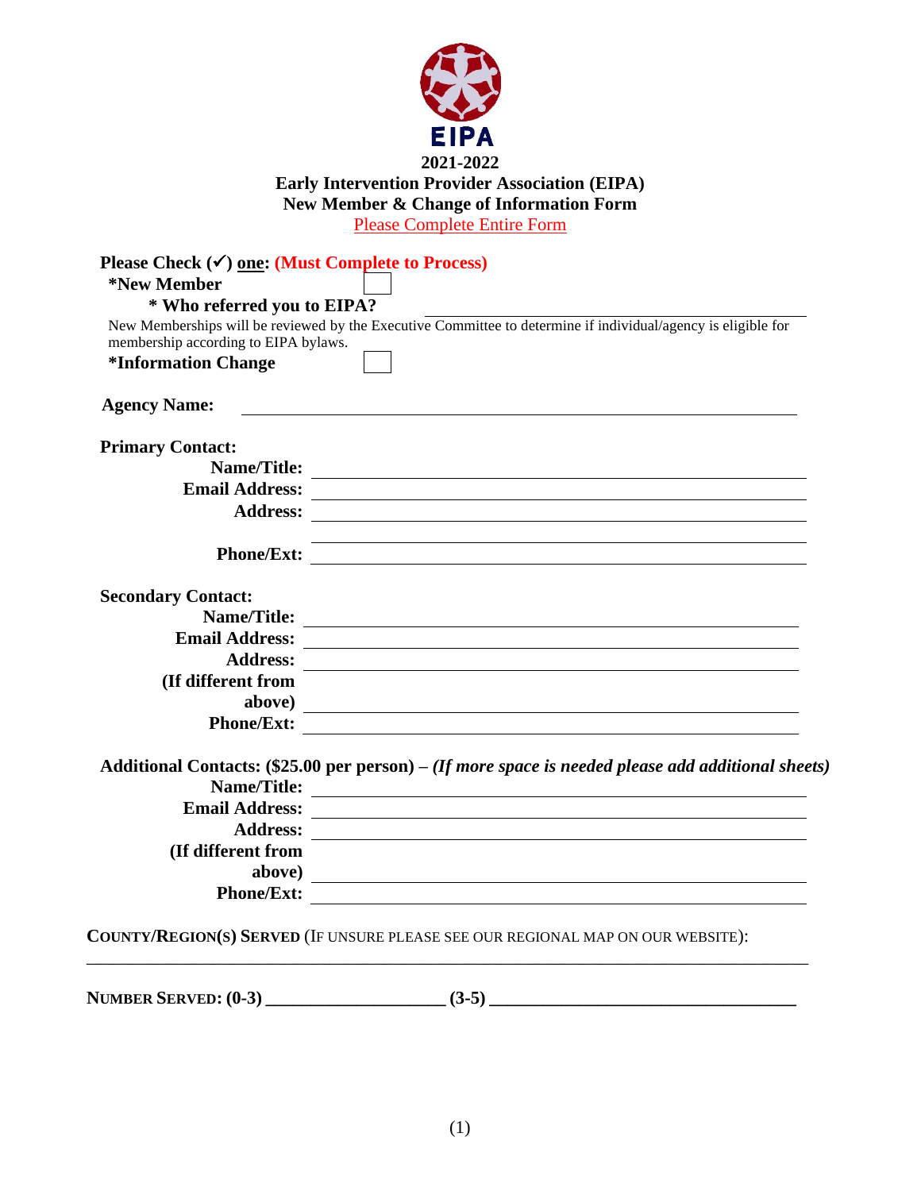EIPA

# 2021-2022
## Early Intervention Provider Association (EIPA)
## New Member & Change of Information Form

Please Complete Entire Form

**Please Check (✓) one: (Must Complete to Process)**

**\*New Member** ☐

**\* Who referred you to EIPA?** ______________________________

New Memberships will be reviewed by the Executive Committee to determine if individual/agency is eligible for membership according to EIPA bylaws.

**\*Information Change** ☐

**Agency Name:** ______________________________

**Primary Contact:**

**Name/Title:** ______________________________

**Email Address:** ______________________________

**Address:** ______________________________

______________________________

**Phone/Ext:** ______________________________

**Secondary Contact:**

**Name/Title:** ______________________________

**Email Address:** ______________________________

**Address:** ______________________________

**(If different from above)** ______________________________

**Phone/Ext:** ______________________________

**Additional Contacts: ($25.00 per person) –** ***(If more space is needed please add additional sheets)***

**Name/Title:** ______________________________

**Email Address:** ______________________________

**Address:** ______________________________

**(If different from above)** ______________________________

**Phone/Ext:** ______________________________

**COUNTY/REGION(S) SERVED** (IF UNSURE PLEASE SEE OUR REGIONAL MAP ON OUR WEBSITE):

______________________________

**NUMBER SERVED: (0-3)** ____________________ **(3-5)** ______________________________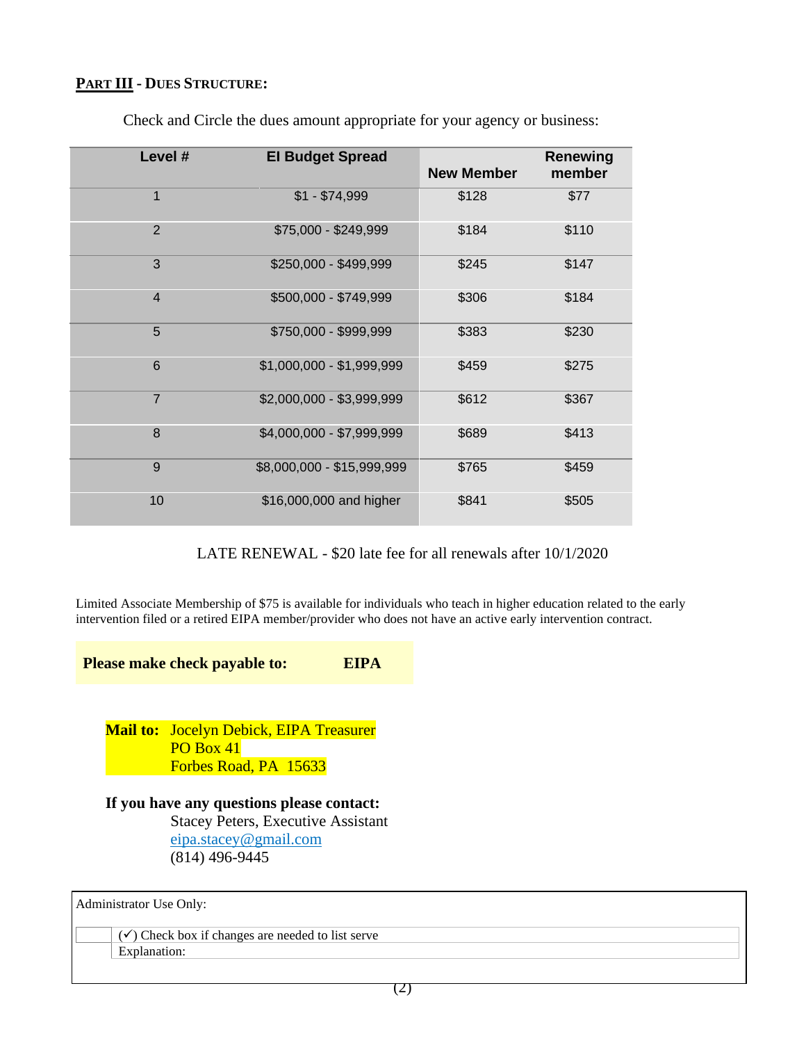**PART III - DUES STRUCTURE:**

Check and Circle the dues amount appropriate for your agency or business:

| Level # | EI Budget Spread | New Member | Renewing member |
|---|---|---|---|
| 1 | $1 - $74,999 | $128 | $77 |
| 2 | $75,000 - $249,999 | $184 | $110 |
| 3 | $250,000 - $499,999 | $245 | $147 |
| 4 | $500,000 - $749,999 | $306 | $184 |
| 5 | $750,000 - $999,999 | $383 | $230 |
| 6 | $1,000,000 - $1,999,999 | $459 | $275 |
| 7 | $2,000,000 - $3,999,999 | $612 | $367 |
| 8 | $4,000,000 - $7,999,999 | $689 | $413 |
| 9 | $8,000,000 - $15,999,999 | $765 | $459 |
| 10 | $16,000,000 and higher | $841 | $505 |

LATE RENEWAL - $20 late fee for all renewals after 10/1/2020

Limited Associate Membership of $75 is available for individuals who teach in higher education related to the early intervention filed or a retired EIPA member/provider who does not have an active early intervention contract.

**Please make check payable to: EIPA**

**Mail to:** Jocelyn Debick, EIPA Treasurer
PO Box 41
Forbes Road, PA 15633

**If you have any questions please contact:**
Stacey Peters, Executive Assistant
eipa.stacey@gmail.com
(814) 496-9445

Administrator Use Only:

(✓) Check box if changes are needed to list serve
Explanation: